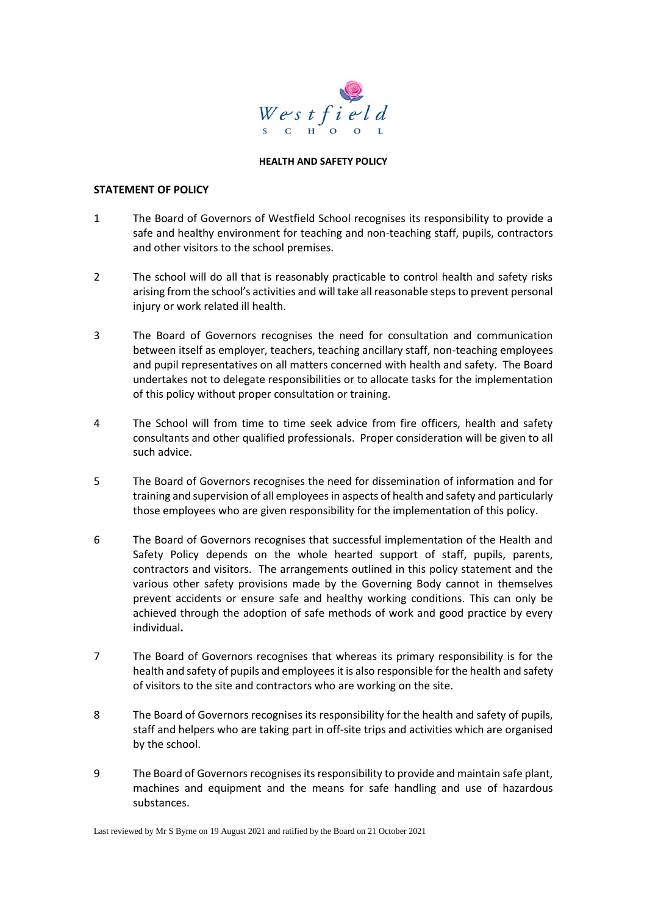Westfield School

**HEALTH AND SAFETY POLICY**

**STATEMENT OF POLICY**

1 The Board of Governors of Westfield School recognises its responsibility to provide a safe and healthy environment for teaching and non-teaching staff, pupils, contractors and other visitors to the school premises.

2 The school will do all that is reasonably practicable to control health and safety risks arising from the school's activities and will take all reasonable steps to prevent personal injury or work related ill health.

3 The Board of Governors recognises the need for consultation and communication between itself as employer, teachers, teaching ancillary staff, non-teaching employees and pupil representatives on all matters concerned with health and safety. The Board undertakes not to delegate responsibilities or to allocate tasks for the implementation of this policy without proper consultation or training.

4 The School will from time to time seek advice from fire officers, health and safety consultants and other qualified professionals. Proper consideration will be given to all such advice.

5 The Board of Governors recognises the need for dissemination of information and for training and supervision of all employees in aspects of health and safety and particularly those employees who are given responsibility for the implementation of this policy.

6 The Board of Governors recognises that successful implementation of the Health and Safety Policy depends on the whole hearted support of staff, pupils, parents, contractors and visitors. The arrangements outlined in this policy statement and the various other safety provisions made by the Governing Body cannot in themselves prevent accidents or ensure safe and healthy working conditions. This can only be achieved through the adoption of safe methods of work and good practice by every individual**.**

7 The Board of Governors recognises that whereas its primary responsibility is for the health and safety of pupils and employees it is also responsible for the health and safety of visitors to the site and contractors who are working on the site.

8 The Board of Governors recognises its responsibility for the health and safety of pupils, staff and helpers who are taking part in off-site trips and activities which are organised by the school.

9 The Board of Governors recognises its responsibility to provide and maintain safe plant, machines and equipment and the means for safe handling and use of hazardous substances.

Last reviewed by Mr S Byrne on 19 August 2021 and ratified by the Board on 21 October 2021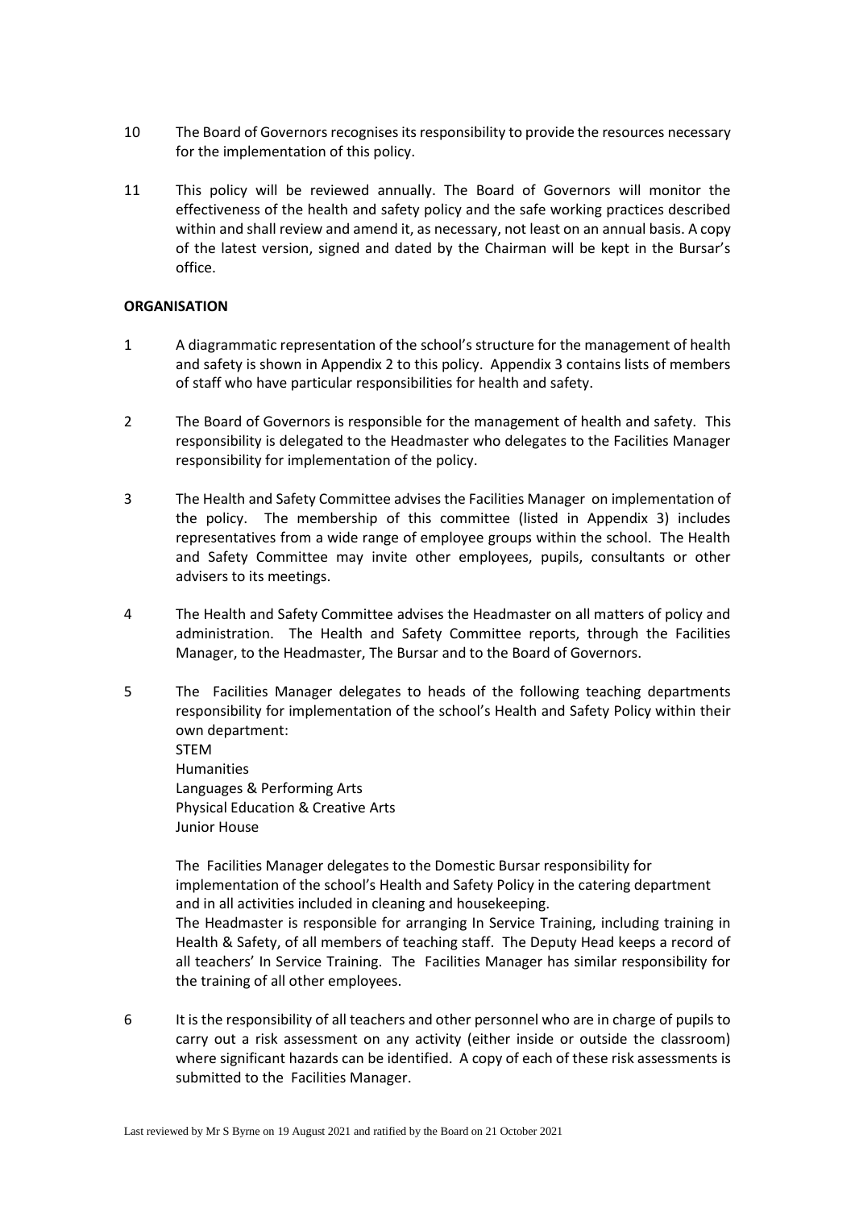10 The Board of Governors recognises its responsibility to provide the resources necessary for the implementation of this policy.

11 This policy will be reviewed annually. The Board of Governors will monitor the effectiveness of the health and safety policy and the safe working practices described within and shall review and amend it, as necessary, not least on an annual basis. A copy of the latest version, signed and dated by the Chairman will be kept in the Bursar's office.

**ORGANISATION**

1 A diagrammatic representation of the school's structure for the management of health and safety is shown in Appendix 2 to this policy. Appendix 3 contains lists of members of staff who have particular responsibilities for health and safety.

2 The Board of Governors is responsible for the management of health and safety. This responsibility is delegated to the Headmaster who delegates to the Facilities Manager responsibility for implementation of the policy.

3 The Health and Safety Committee advises the Facilities Manager on implementation of the policy. The membership of this committee (listed in Appendix 3) includes representatives from a wide range of employee groups within the school. The Health and Safety Committee may invite other employees, pupils, consultants or other advisers to its meetings.

4 The Health and Safety Committee advises the Headmaster on all matters of policy and administration. The Health and Safety Committee reports, through the Facilities Manager, to the Headmaster, The Bursar and to the Board of Governors.

5 The Facilities Manager delegates to heads of the following teaching departments responsibility for implementation of the school's Health and Safety Policy within their own department:
STEM
Humanities
Languages & Performing Arts
Physical Education & Creative Arts
Junior House

The Facilities Manager delegates to the Domestic Bursar responsibility for implementation of the school's Health and Safety Policy in the catering department and in all activities included in cleaning and housekeeping.
The Headmaster is responsible for arranging In Service Training, including training in Health & Safety, of all members of teaching staff. The Deputy Head keeps a record of all teachers' In Service Training. The Facilities Manager has similar responsibility for the training of all other employees.

6 It is the responsibility of all teachers and other personnel who are in charge of pupils to carry out a risk assessment on any activity (either inside or outside the classroom) where significant hazards can be identified. A copy of each of these risk assessments is submitted to the Facilities Manager.

Last reviewed by Mr S Byrne on 19 August 2021 and ratified by the Board on 21 October 2021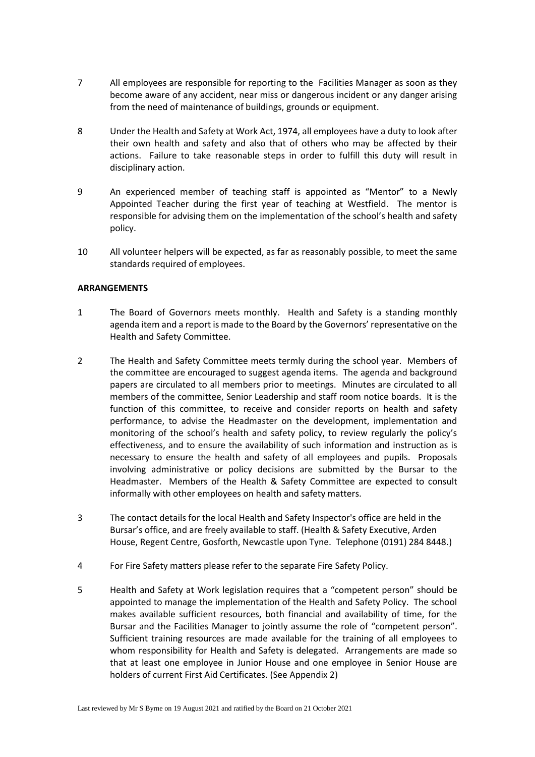7 All employees are responsible for reporting to the Facilities Manager as soon as they become aware of any accident, near miss or dangerous incident or any danger arising from the need of maintenance of buildings, grounds or equipment.

8 Under the Health and Safety at Work Act, 1974, all employees have a duty to look after their own health and safety and also that of others who may be affected by their actions. Failure to take reasonable steps in order to fulfill this duty will result in disciplinary action.

9 An experienced member of teaching staff is appointed as "Mentor" to a Newly Appointed Teacher during the first year of teaching at Westfield. The mentor is responsible for advising them on the implementation of the school's health and safety policy.

10 All volunteer helpers will be expected, as far as reasonably possible, to meet the same standards required of employees.

**ARRANGEMENTS**

1 The Board of Governors meets monthly. Health and Safety is a standing monthly agenda item and a report is made to the Board by the Governors' representative on the Health and Safety Committee.

2 The Health and Safety Committee meets termly during the school year. Members of the committee are encouraged to suggest agenda items. The agenda and background papers are circulated to all members prior to meetings. Minutes are circulated to all members of the committee, Senior Leadership and staff room notice boards. It is the function of this committee, to receive and consider reports on health and safety performance, to advise the Headmaster on the development, implementation and monitoring of the school's health and safety policy, to review regularly the policy's effectiveness, and to ensure the availability of such information and instruction as is necessary to ensure the health and safety of all employees and pupils. Proposals involving administrative or policy decisions are submitted by the Bursar to the Headmaster. Members of the Health & Safety Committee are expected to consult informally with other employees on health and safety matters.

3 The contact details for the local Health and Safety Inspector's office are held in the Bursar's office, and are freely available to staff. (Health & Safety Executive, Arden House, Regent Centre, Gosforth, Newcastle upon Tyne. Telephone (0191) 284 8448.)

4 For Fire Safety matters please refer to the separate Fire Safety Policy.

5 Health and Safety at Work legislation requires that a "competent person" should be appointed to manage the implementation of the Health and Safety Policy. The school makes available sufficient resources, both financial and availability of time, for the Bursar and the Facilities Manager to jointly assume the role of "competent person". Sufficient training resources are made available for the training of all employees to whom responsibility for Health and Safety is delegated. Arrangements are made so that at least one employee in Junior House and one employee in Senior House are holders of current First Aid Certificates. (See Appendix 2)

Last reviewed by Mr S Byrne on 19 August 2021 and ratified by the Board on 21 October 2021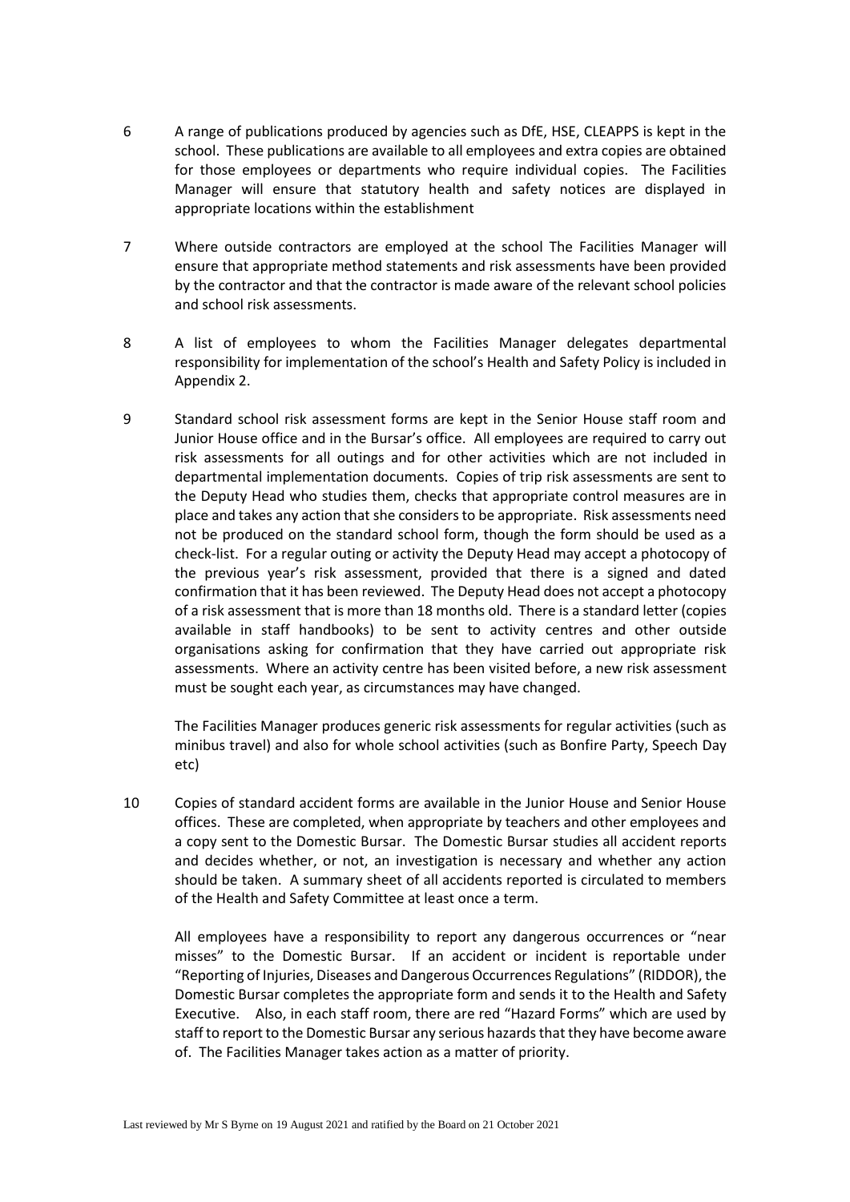6 A range of publications produced by agencies such as DfE, HSE, CLEAPPS is kept in the school. These publications are available to all employees and extra copies are obtained for those employees or departments who require individual copies. The Facilities Manager will ensure that statutory health and safety notices are displayed in appropriate locations within the establishment

7 Where outside contractors are employed at the school The Facilities Manager will ensure that appropriate method statements and risk assessments have been provided by the contractor and that the contractor is made aware of the relevant school policies and school risk assessments.

8 A list of employees to whom the Facilities Manager delegates departmental responsibility for implementation of the school's Health and Safety Policy is included in Appendix 2.

9 Standard school risk assessment forms are kept in the Senior House staff room and Junior House office and in the Bursar's office. All employees are required to carry out risk assessments for all outings and for other activities which are not included in departmental implementation documents. Copies of trip risk assessments are sent to the Deputy Head who studies them, checks that appropriate control measures are in place and takes any action that she considers to be appropriate. Risk assessments need not be produced on the standard school form, though the form should be used as a check-list. For a regular outing or activity the Deputy Head may accept a photocopy of the previous year's risk assessment, provided that there is a signed and dated confirmation that it has been reviewed. The Deputy Head does not accept a photocopy of a risk assessment that is more than 18 months old. There is a standard letter (copies available in staff handbooks) to be sent to activity centres and other outside organisations asking for confirmation that they have carried out appropriate risk assessments. Where an activity centre has been visited before, a new risk assessment must be sought each year, as circumstances may have changed.

The Facilities Manager produces generic risk assessments for regular activities (such as minibus travel) and also for whole school activities (such as Bonfire Party, Speech Day etc)

10 Copies of standard accident forms are available in the Junior House and Senior House offices. These are completed, when appropriate by teachers and other employees and a copy sent to the Domestic Bursar. The Domestic Bursar studies all accident reports and decides whether, or not, an investigation is necessary and whether any action should be taken. A summary sheet of all accidents reported is circulated to members of the Health and Safety Committee at least once a term.

All employees have a responsibility to report any dangerous occurrences or "near misses" to the Domestic Bursar. If an accident or incident is reportable under "Reporting of Injuries, Diseases and Dangerous Occurrences Regulations" (RIDDOR), the Domestic Bursar completes the appropriate form and sends it to the Health and Safety Executive. Also, in each staff room, there are red "Hazard Forms" which are used by staff to report to the Domestic Bursar any serious hazards that they have become aware of. The Facilities Manager takes action as a matter of priority.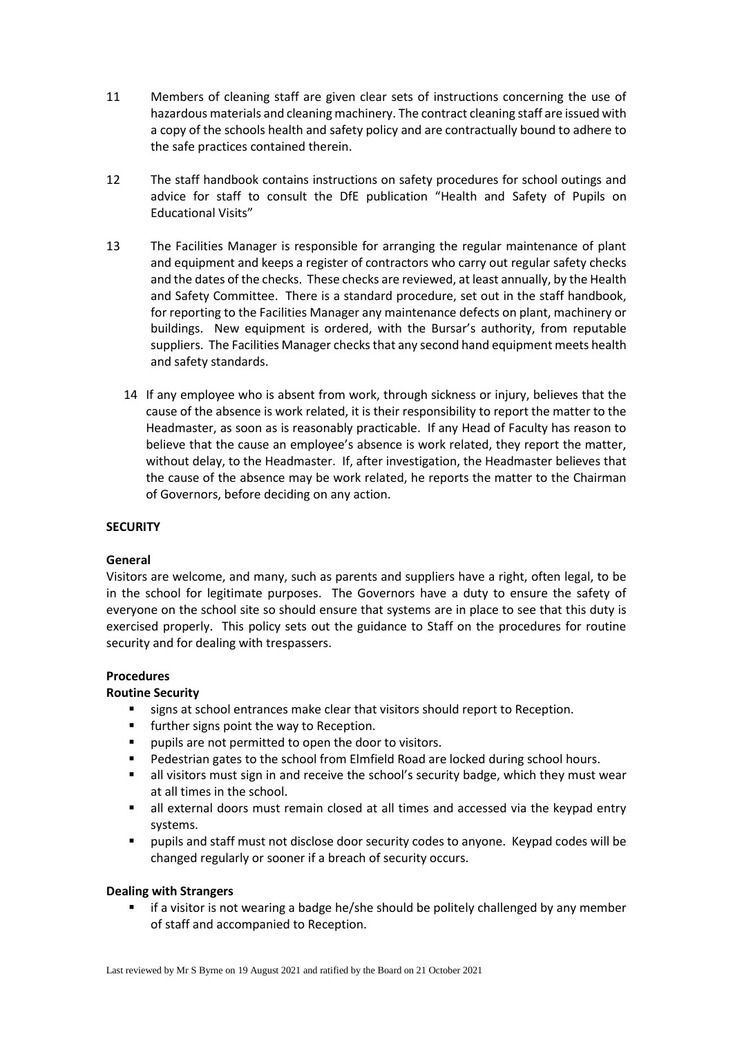11 Members of cleaning staff are given clear sets of instructions concerning the use of hazardous materials and cleaning machinery. The contract cleaning staff are issued with a copy of the schools health and safety policy and are contractually bound to adhere to the safe practices contained therein.

12 The staff handbook contains instructions on safety procedures for school outings and advice for staff to consult the DfE publication "Health and Safety of Pupils on Educational Visits"

13 The Facilities Manager is responsible for arranging the regular maintenance of plant and equipment and keeps a register of contractors who carry out regular safety checks and the dates of the checks. These checks are reviewed, at least annually, by the Health and Safety Committee. There is a standard procedure, set out in the staff handbook, for reporting to the Facilities Manager any maintenance defects on plant, machinery or buildings. New equipment is ordered, with the Bursar's authority, from reputable suppliers. The Facilities Manager checks that any second hand equipment meets health and safety standards.

14 If any employee who is absent from work, through sickness or injury, believes that the cause of the absence is work related, it is their responsibility to report the matter to the Headmaster, as soon as is reasonably practicable. If any Head of Faculty has reason to believe that the cause an employee's absence is work related, they report the matter, without delay, to the Headmaster. If, after investigation, the Headmaster believes that the cause of the absence may be work related, he reports the matter to the Chairman of Governors, before deciding on any action.

**SECURITY**

**General**

Visitors are welcome, and many, such as parents and suppliers have a right, often legal, to be in the school for legitimate purposes. The Governors have a duty to ensure the safety of everyone on the school site so should ensure that systems are in place to see that this duty is exercised properly. This policy sets out the guidance to Staff on the procedures for routine security and for dealing with trespassers.

**Procedures**

**Routine Security**

- signs at school entrances make clear that visitors should report to Reception.
- further signs point the way to Reception.
- pupils are not permitted to open the door to visitors.
- Pedestrian gates to the school from Elmfield Road are locked during school hours.
- all visitors must sign in and receive the school's security badge, which they must wear at all times in the school.
- all external doors must remain closed at all times and accessed via the keypad entry systems.
- pupils and staff must not disclose door security codes to anyone. Keypad codes will be changed regularly or sooner if a breach of security occurs.

**Dealing with Strangers**

- if a visitor is not wearing a badge he/she should be politely challenged by any member of staff and accompanied to Reception.

Last reviewed by Mr S Byrne on 19 August 2021 and ratified by the Board on 21 October 2021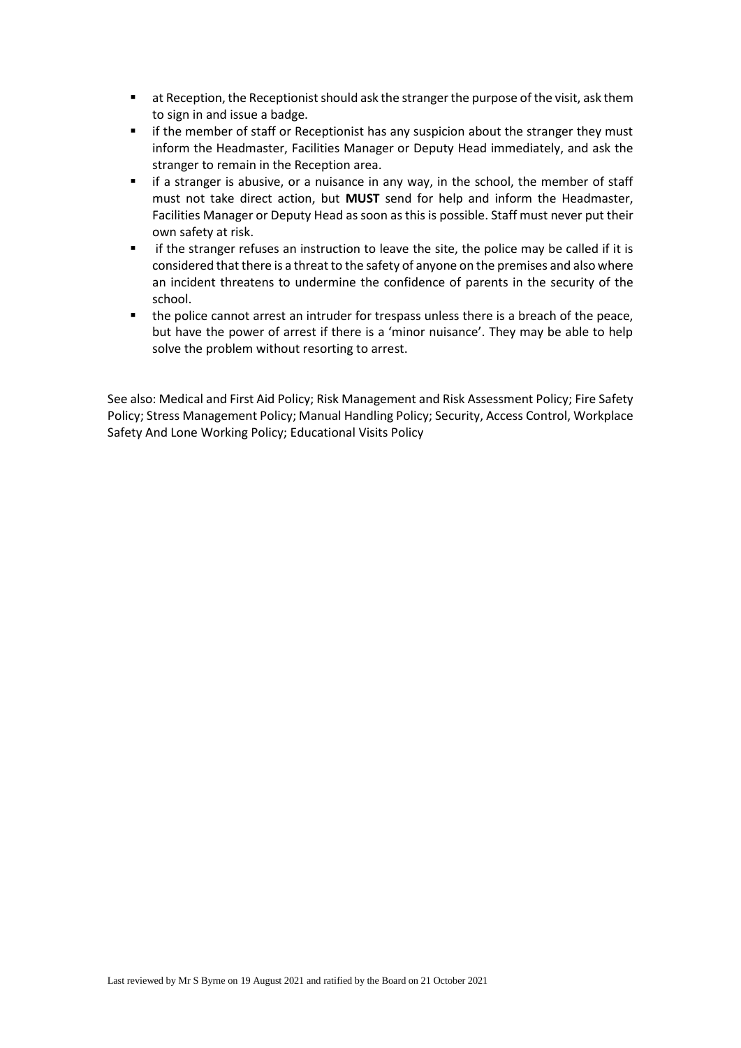- at Reception, the Receptionist should ask the stranger the purpose of the visit, ask them to sign in and issue a badge.
- if the member of staff or Receptionist has any suspicion about the stranger they must inform the Headmaster, Facilities Manager or Deputy Head immediately, and ask the stranger to remain in the Reception area.
- if a stranger is abusive, or a nuisance in any way, in the school, the member of staff must not take direct action, but **MUST** send for help and inform the Headmaster, Facilities Manager or Deputy Head as soon as this is possible. Staff must never put their own safety at risk.
- if the stranger refuses an instruction to leave the site, the police may be called if it is considered that there is a threat to the safety of anyone on the premises and also where an incident threatens to undermine the confidence of parents in the security of the school.
- the police cannot arrest an intruder for trespass unless there is a breach of the peace, but have the power of arrest if there is a 'minor nuisance'. They may be able to help solve the problem without resorting to arrest.

See also: Medical and First Aid Policy; Risk Management and Risk Assessment Policy; Fire Safety Policy; Stress Management Policy; Manual Handling Policy; Security, Access Control, Workplace Safety And Lone Working Policy; Educational Visits Policy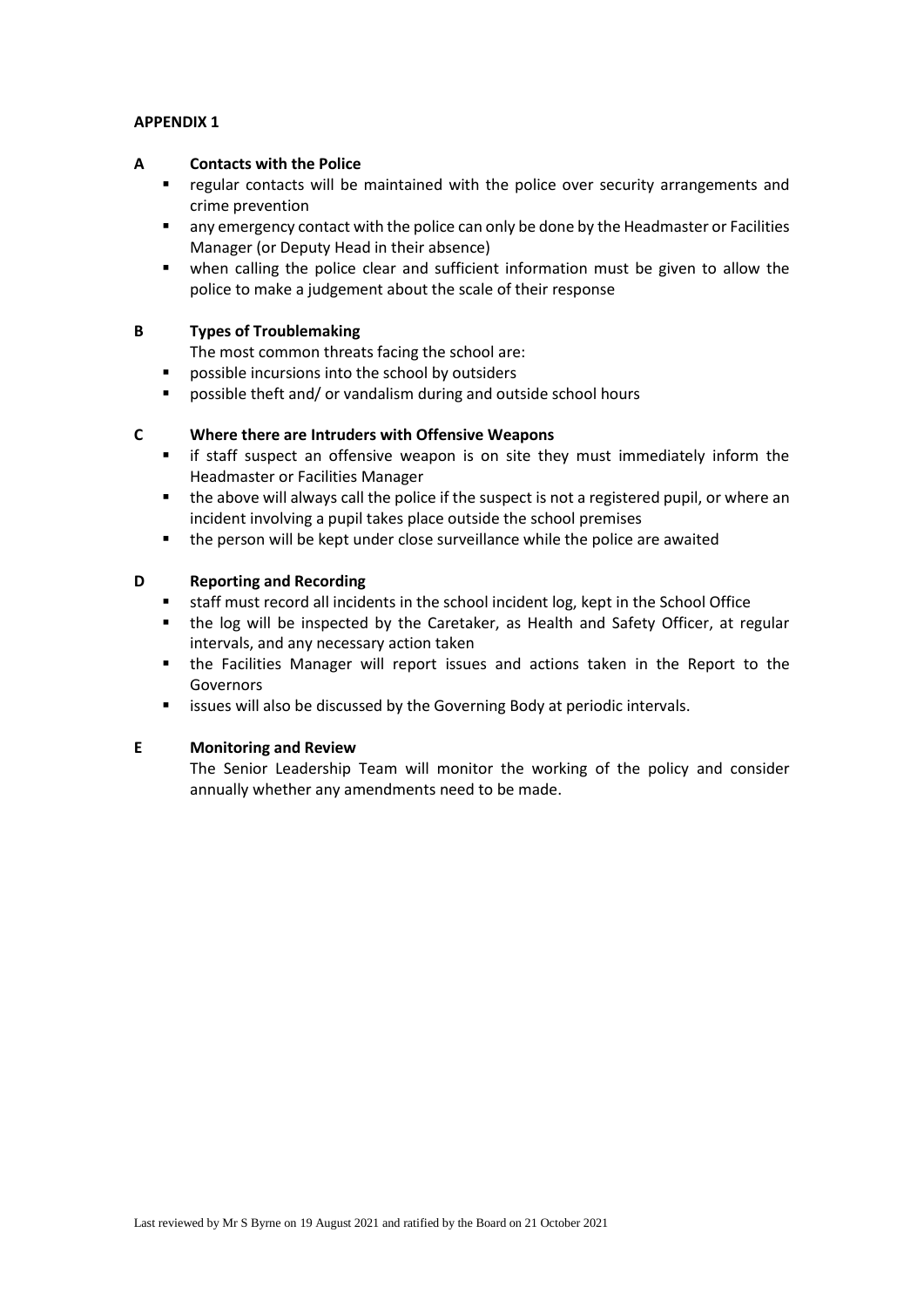**APPENDIX 1**

**A Contacts with the Police**

- regular contacts will be maintained with the police over security arrangements and crime prevention
- any emergency contact with the police can only be done by the Headmaster or Facilities Manager (or Deputy Head in their absence)
- when calling the police clear and sufficient information must be given to allow the police to make a judgement about the scale of their response

**B Types of Troublemaking**

The most common threats facing the school are:

- possible incursions into the school by outsiders
- possible theft and/ or vandalism during and outside school hours

**C Where there are Intruders with Offensive Weapons**

- if staff suspect an offensive weapon is on site they must immediately inform the Headmaster or Facilities Manager
- the above will always call the police if the suspect is not a registered pupil, or where an incident involving a pupil takes place outside the school premises
- the person will be kept under close surveillance while the police are awaited

**D Reporting and Recording**

- staff must record all incidents in the school incident log, kept in the School Office
- the log will be inspected by the Caretaker, as Health and Safety Officer, at regular intervals, and any necessary action taken
- the Facilities Manager will report issues and actions taken in the Report to the Governors
- issues will also be discussed by the Governing Body at periodic intervals.

**E Monitoring and Review**

The Senior Leadership Team will monitor the working of the policy and consider annually whether any amendments need to be made.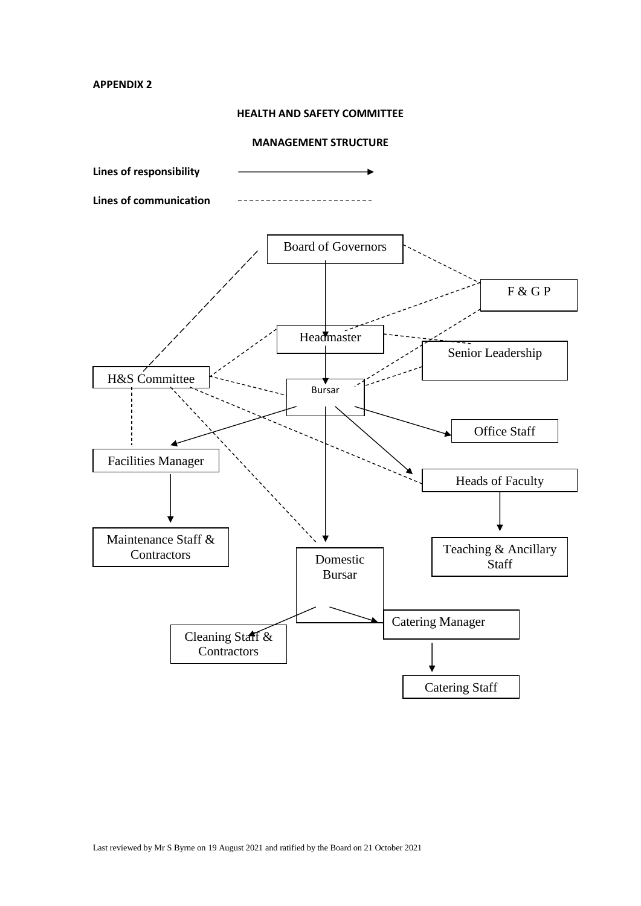**APPENDIX 2**

**HEALTH AND SAFETY COMMITTEE**

**MANAGEMENT STRUCTURE**

**Lines of responsibility** ————————▶

**Lines of communication** - - - - - - - - - - - - - - - -

Board of Governors

F & G P

Headmaster

Senior Leadership

H&S Committee

Bursar

Office Staff

Facilities Manager

Heads of Faculty

Maintenance Staff & Contractors

Teaching & Ancillary Staff

Domestic Bursar

Catering Manager

Cleaning Staff & Contractors

Catering Staff

Last reviewed by Mr S Byrne on 19 August 2021 and ratified by the Board on 21 October 2021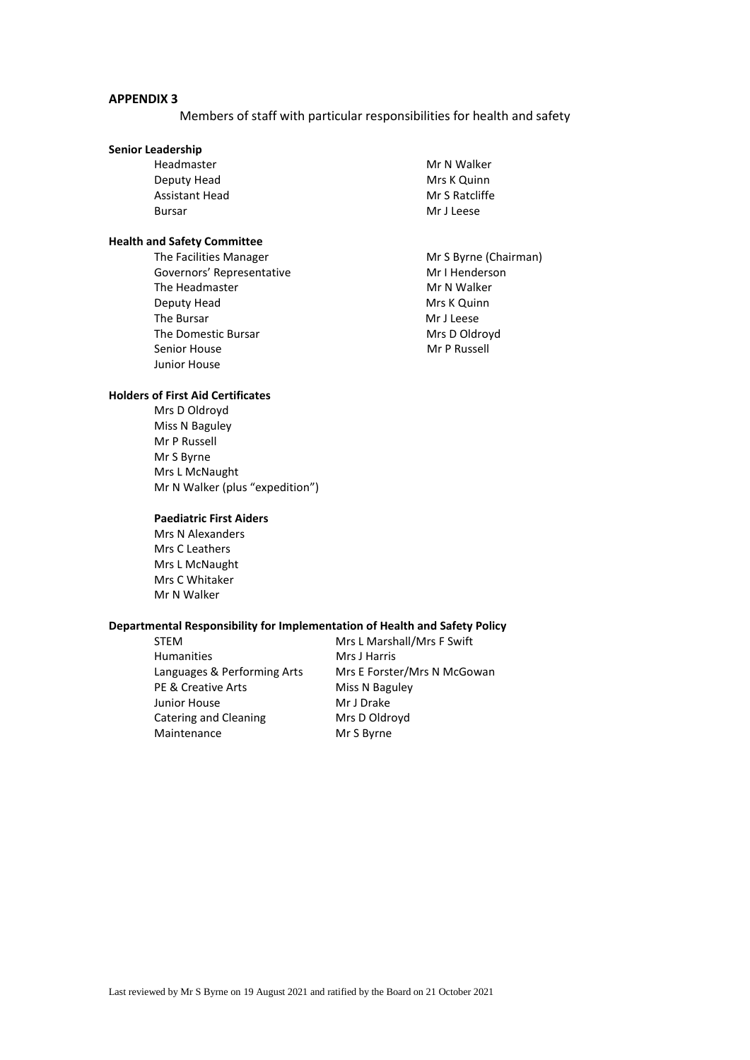## APPENDIX 3

Members of staff with particular responsibilities for health and safety

**Senior Leadership**

| | |
|---|---|
| Headmaster | Mr N Walker |
| Deputy Head | Mrs K Quinn |
| Assistant Head | Mr S Ratcliffe |
| Bursar | Mr J Leese |

**Health and Safety Committee**

| | |
|---|---|
| The Facilities Manager | Mr S Byrne (Chairman) |
| Governors' Representative | Mr I Henderson |
| The Headmaster | Mr N Walker |
| Deputy Head | Mrs K Quinn |
| The Bursar | Mr J Leese |
| The Domestic Bursar | Mrs D Oldroyd |
| Senior House | Mr P Russell |
| Junior House | |

**Holders of First Aid Certificates**

Mrs D Oldroyd
Miss N Baguley
Mr P Russell
Mr S Byrne
Mrs L McNaught
Mr N Walker (plus "expedition")

**Paediatric First Aiders**

Mrs N Alexanders
Mrs C Leathers
Mrs L McNaught
Mrs C Whitaker
Mr N Walker

**Departmental Responsibility for Implementation of Health and Safety Policy**

| | |
|---|---|
| STEM | Mrs L Marshall/Mrs F Swift |
| Humanities | Mrs J Harris |
| Languages & Performing Arts | Mrs E Forster/Mrs N McGowan |
| PE & Creative Arts | Miss N Baguley |
| Junior House | Mr J Drake |
| Catering and Cleaning | Mrs D Oldroyd |
| Maintenance | Mr S Byrne |

Last reviewed by Mr S Byrne on 19 August 2021 and ratified by the Board on 21 October 2021